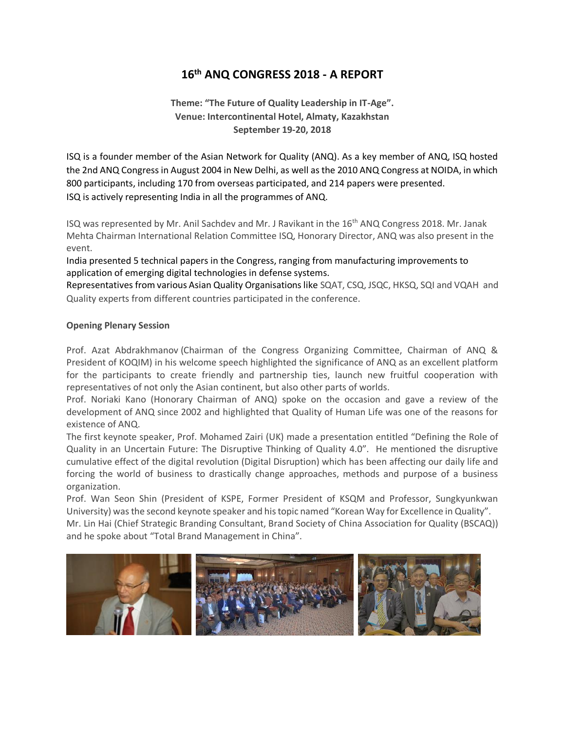# 16th ANQ CONGRESS 2018 - A REPORT

**Theme: "The Future of Quality Leadership in IT-Age".**
**Venue: Intercontinental Hotel, Almaty, Kazakhstan**
**September 19-20, 2018**

ISQ is a founder member of the Asian Network for Quality (ANQ). As a key member of ANQ, ISQ hosted the 2nd ANQ Congress in August 2004 in New Delhi, as well as the 2010 ANQ Congress at NOIDA, in which 800 participants, including 170 from overseas participated, and 214 papers were presented.
ISQ is actively representing India in all the programmes of ANQ.

ISQ was represented by Mr. Anil Sachdev and Mr. J Ravikant in the 16th ANQ Congress 2018. Mr. Janak Mehta Chairman International Relation Committee ISQ, Honorary Director, ANQ was also present in the event.
India presented 5 technical papers in the Congress, ranging from manufacturing improvements to application of emerging digital technologies in defense systems.
Representatives from various Asian Quality Organisations like SQAT, CSQ, JSQC, HKSQ, SQI and VQAH and Quality experts from different countries participated in the conference.

**Opening Plenary Session**

Prof. Azat Abdrakhmanov (Chairman of the Congress Organizing Committee, Chairman of ANQ & President of KOQIM) in his welcome speech highlighted the significance of ANQ as an excellent platform for the participants to create friendly and partnership ties, launch new fruitful cooperation with representatives of not only the Asian continent, but also other parts of worlds.
Prof. Noriaki Kano (Honorary Chairman of ANQ) spoke on the occasion and gave a review of the development of ANQ since 2002 and highlighted that Quality of Human Life was one of the reasons for existence of ANQ.
The first keynote speaker, Prof. Mohamed Zairi (UK) made a presentation entitled "Defining the Role of Quality in an Uncertain Future: The Disruptive Thinking of Quality 4.0". He mentioned the disruptive cumulative effect of the digital revolution (Digital Disruption) which has been affecting our daily life and forcing the world of business to drastically change approaches, methods and purpose of a business organization.
Prof. Wan Seon Shin (President of KSPE, Former President of KSQM and Professor, Sungkyunkwan University) was the second keynote speaker and his topic named "Korean Way for Excellence in Quality".
Mr. Lin Hai (Chief Strategic Branding Consultant, Brand Society of China Association for Quality (BSCAQ)) and he spoke about "Total Brand Management in China".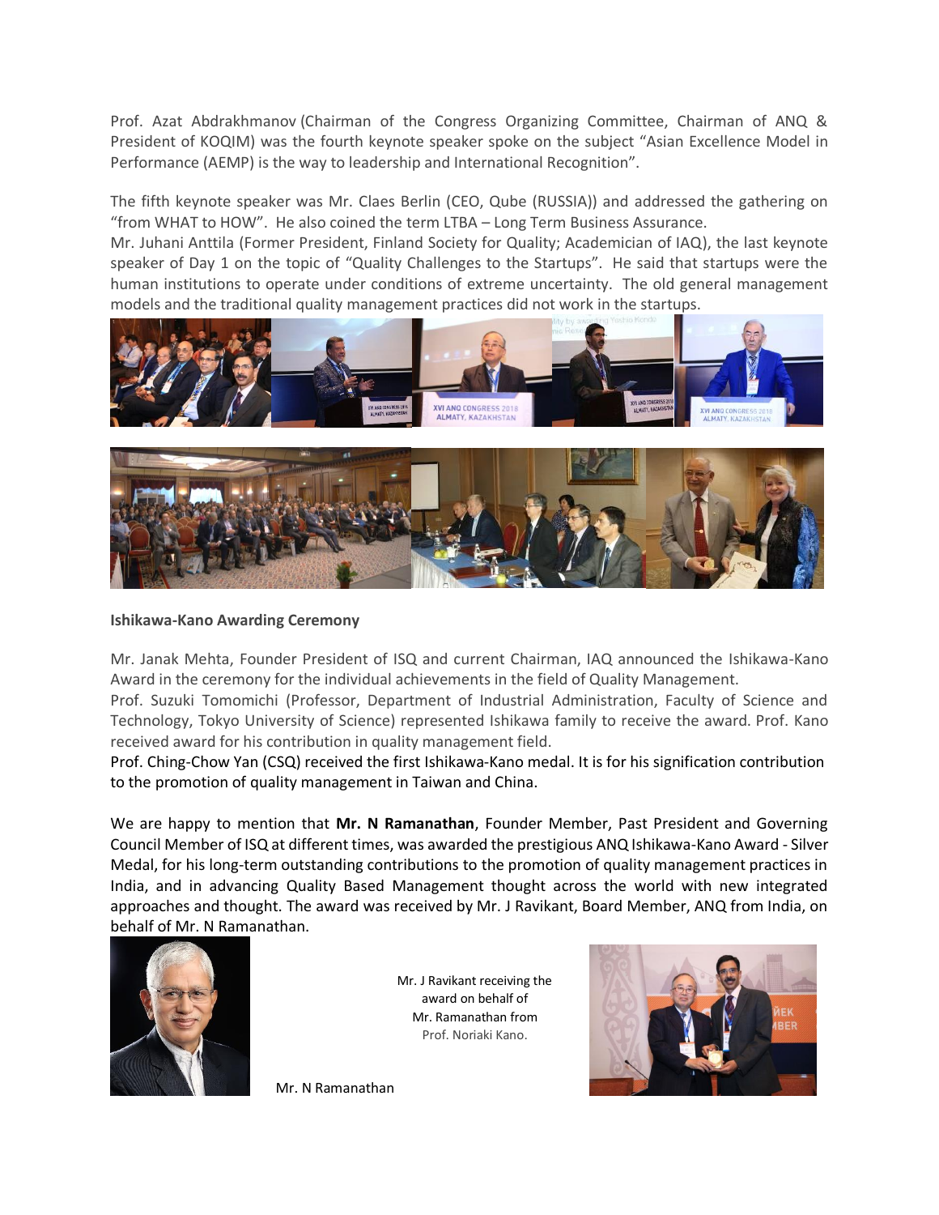Prof. Azat Abdrakhmanov (Chairman of the Congress Organizing Committee, Chairman of ANQ & President of KOQIM) was the fourth keynote speaker spoke on the subject "Asian Excellence Model in Performance (AEMP) is the way to leadership and International Recognition".

The fifth keynote speaker was Mr. Claes Berlin (CEO, Qube (RUSSIA)) and addressed the gathering on "from WHAT to HOW". He also coined the term LTBA – Long Term Business Assurance.

Mr. Juhani Anttila (Former President, Finland Society for Quality; Academician of IAQ), the last keynote speaker of Day 1 on the topic of "Quality Challenges to the Startups". He said that startups were the human institutions to operate under conditions of extreme uncertainty. The old general management models and the traditional quality management practices did not work in the startups.

**Ishikawa-Kano Awarding Ceremony**

Mr. Janak Mehta, Founder President of ISQ and current Chairman, IAQ announced the Ishikawa-Kano Award in the ceremony for the individual achievements in the field of Quality Management.

Prof. Suzuki Tomomichi (Professor, Department of Industrial Administration, Faculty of Science and Technology, Tokyo University of Science) represented Ishikawa family to receive the award. Prof. Kano received award for his contribution in quality management field.

Prof. Ching-Chow Yan (CSQ) received the first Ishikawa-Kano medal. It is for his signification contribution to the promotion of quality management in Taiwan and China.

We are happy to mention that **Mr. N Ramanathan**, Founder Member, Past President and Governing Council Member of ISQ at different times, was awarded the prestigious ANQ Ishikawa-Kano Award - Silver Medal, for his long-term outstanding contributions to the promotion of quality management practices in India, and in advancing Quality Based Management thought across the world with new integrated approaches and thought. The award was received by Mr. J Ravikant, Board Member, ANQ from India, on behalf of Mr. N Ramanathan.

Mr. N Ramanathan

Mr. J Ravikant receiving the award on behalf of Mr. Ramanathan from Prof. Noriaki Kano.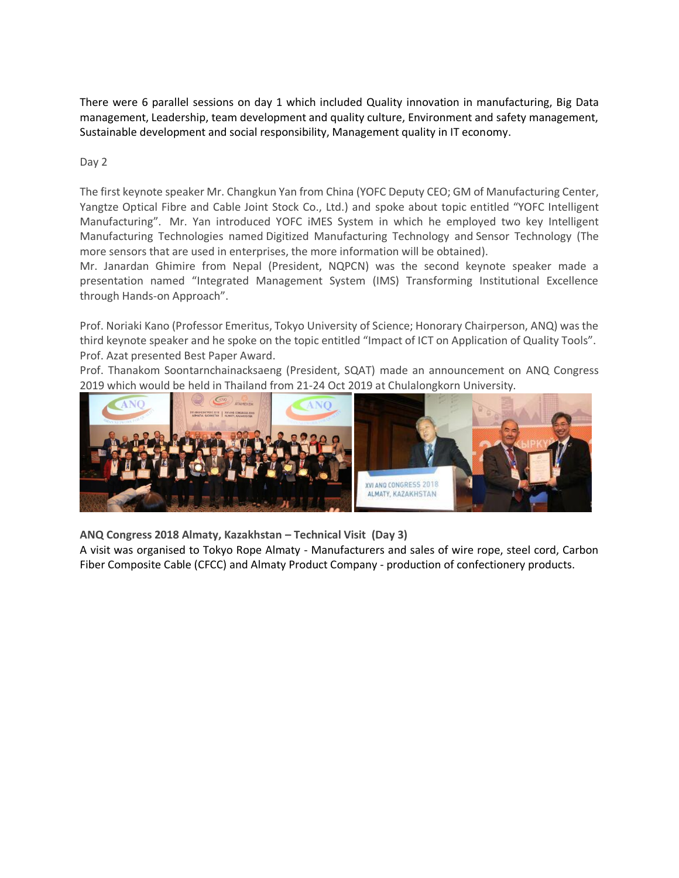There were 6 parallel sessions on day 1 which included Quality innovation in manufacturing, Big Data management, Leadership, team development and quality culture, Environment and safety management, Sustainable development and social responsibility, Management quality in IT economy.

Day 2

The first keynote speaker Mr. Changkun Yan from China (YOFC Deputy CEO; GM of Manufacturing Center, Yangtze Optical Fibre and Cable Joint Stock Co., Ltd.) and spoke about topic entitled "YOFC Intelligent Manufacturing". Mr. Yan introduced YOFC iMES System in which he employed two key Intelligent Manufacturing Technologies named Digitized Manufacturing Technology and Sensor Technology (The more sensors that are used in enterprises, the more information will be obtained).
Mr. Janardan Ghimire from Nepal (President, NQPCN) was the second keynote speaker made a presentation named "Integrated Management System (IMS) Transforming Institutional Excellence through Hands-on Approach".

Prof. Noriaki Kano (Professor Emeritus, Tokyo University of Science; Honorary Chairperson, ANQ) was the third keynote speaker and he spoke on the topic entitled "Impact of ICT on Application of Quality Tools".
Prof. Azat presented Best Paper Award.
Prof. Thanakom Soontarnchainacksaeng (President, SQAT) made an announcement on ANQ Congress 2019 which would be held in Thailand from 21-24 Oct 2019 at Chulalongkorn University.

**ANQ Congress 2018 Almaty, Kazakhstan – Technical Visit (Day 3)**
A visit was organised to Tokyo Rope Almaty - Manufacturers and sales of wire rope, steel cord, Carbon Fiber Composite Cable (CFCC) and Almaty Product Company - production of confectionery products.